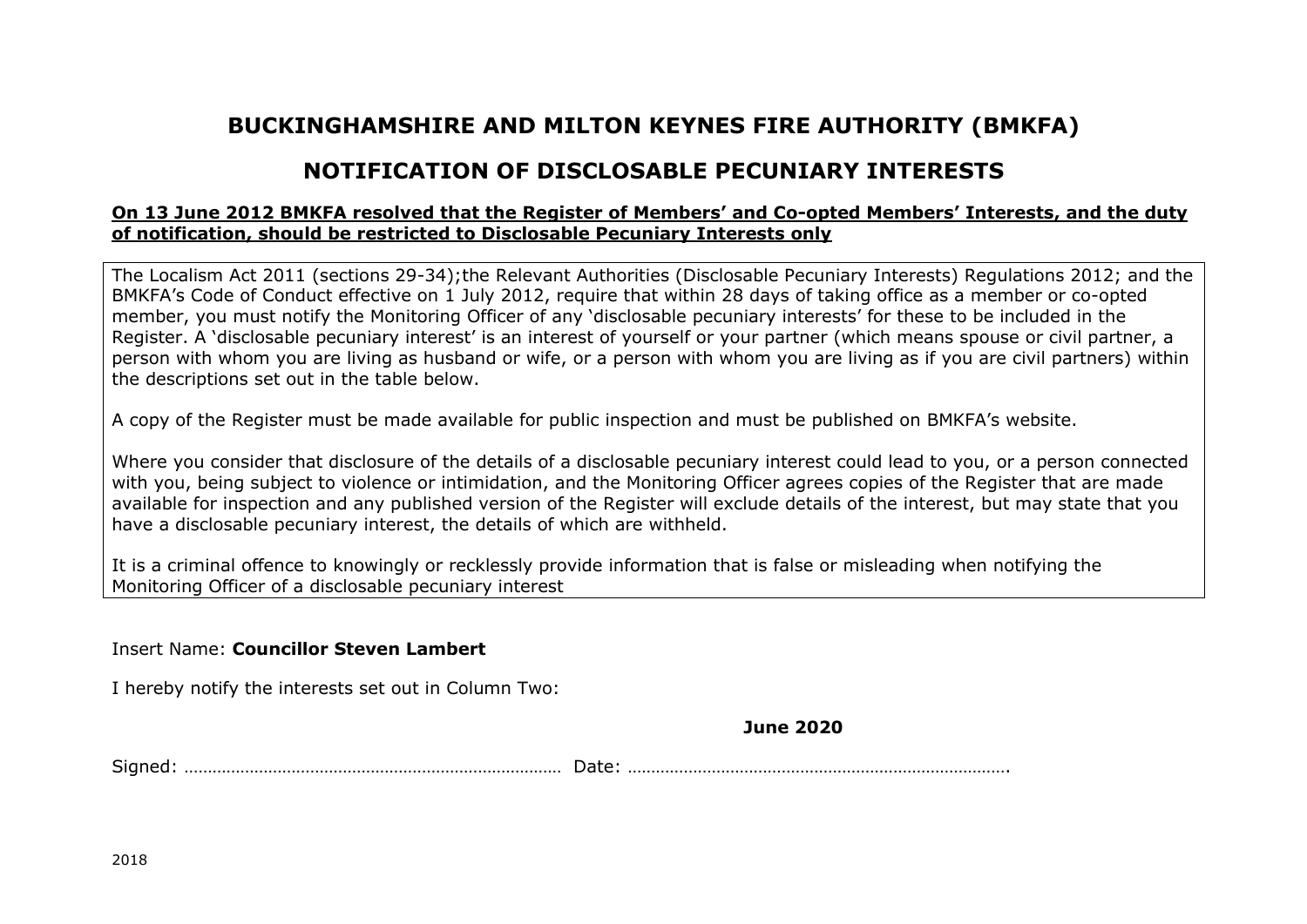# BUCKINGHAMSHIRE AND MILTON KEYNES FIRE AUTHORITY (BMKFA)

## NOTIFICATION OF DISCLOSABLE PECUNIARY INTERESTS

**On 13 June 2012 BMKFA resolved that the Register of Members' and Co-opted Members' Interests, and the duty of notification, should be restricted to Disclosable Pecuniary Interests only**

The Localism Act 2011 (sections 29-34);the Relevant Authorities (Disclosable Pecuniary Interests) Regulations 2012; and the BMKFA's Code of Conduct effective on 1 July 2012, require that within 28 days of taking office as a member or co-opted member, you must notify the Monitoring Officer of any 'disclosable pecuniary interests' for these to be included in the Register. A 'disclosable pecuniary interest' is an interest of yourself or your partner (which means spouse or civil partner, a person with whom you are living as husband or wife, or a person with whom you are living as if you are civil partners) within the descriptions set out in the table below.

A copy of the Register must be made available for public inspection and must be published on BMKFA's website.

Where you consider that disclosure of the details of a disclosable pecuniary interest could lead to you, or a person connected with you, being subject to violence or intimidation, and the Monitoring Officer agrees copies of the Register that are made available for inspection and any published version of the Register will exclude details of the interest, but may state that you have a disclosable pecuniary interest, the details of which are withheld.

It is a criminal offence to knowingly or recklessly provide information that is false or misleading when notifying the Monitoring Officer of a disclosable pecuniary interest

Insert Name: **Councillor Steven Lambert**

I hereby notify the interests set out in Column Two:

**June 2020**

Signed: ……………………………………………………………………… Date: ……………………………………………………………………….

2018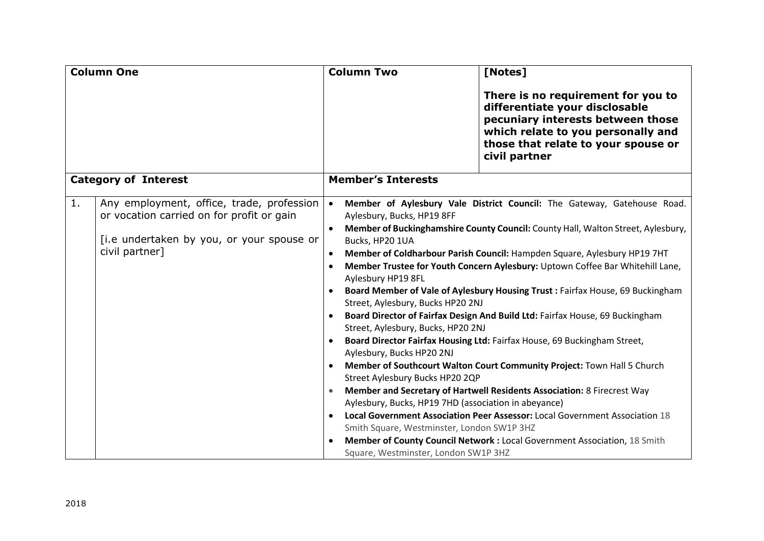| Column One | | Column Two | [Notes]<br><br>**There is no requirement for you to differentiate your disclosable pecuniary interests between those which relate to you personally and those that relate to your spouse or civil partner** |
|---|---|---|---|
| **Category of Interest** | | **Member's Interests** | |
| 1. | Any employment, office, trade, profession or vocation carried on for profit or gain<br><br>[i.e undertaken by you, or your spouse or civil partner] | • **Member of Aylesbury Vale District Council:** The Gateway, Gatehouse Road. Aylesbury, Bucks, HP19 8FF<br>• **Member of Buckinghamshire County Council:** County Hall, Walton Street, Aylesbury, Bucks, HP20 1UA<br>• **Member of Coldharbour Parish Council:** Hampden Square, Aylesbury HP19 7HT<br>• **Member Trustee for Youth Concern Aylesbury:** Uptown Coffee Bar Whitehill Lane, Aylesbury HP19 8FL<br>• **Board Member of Vale of Aylesbury Housing Trust :** Fairfax House, 69 Buckingham Street, Aylesbury, Bucks HP20 2NJ<br>• **Board Director of Fairfax Design And Build Ltd:** Fairfax House, 69 Buckingham Street, Aylesbury, Bucks, HP20 2NJ<br>• **Board Director Fairfax Housing Ltd:** Fairfax House, 69 Buckingham Street, Aylesbury, Bucks HP20 2NJ<br>• **Member of Southcourt Walton Court Community Project:** Town Hall 5 Church Street Aylesbury Bucks HP20 2QP<br>• **Member and Secretary of Hartwell Residents Association:** 8 Firecrest Way Aylesbury, Bucks, HP19 7HD (association in abeyance)<br>• **Local Government Association Peer Assessor:** Local Government Association 18 Smith Square, Westminster, London SW1P 3HZ<br>• **Member of County Council Network :** Local Government Association, 18 Smith Square, Westminster, London SW1P 3HZ | |

2018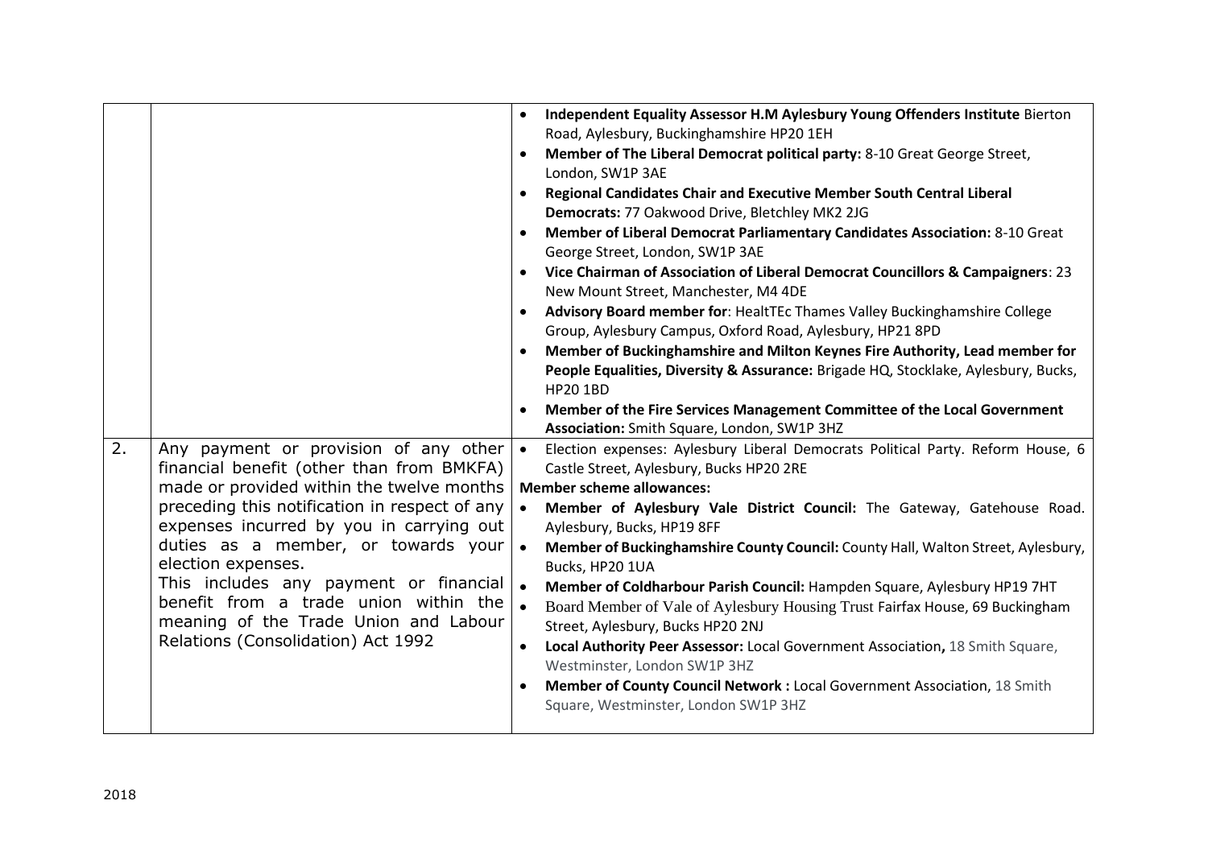| | | |
|---|---|---|
| | | • **Independent Equality Assessor H.M Aylesbury Young Offenders Institute** Bierton Road, Aylesbury, Buckinghamshire HP20 1EH<br>• **Member of The Liberal Democrat political party:** 8-10 Great George Street, London, SW1P 3AE<br>• **Regional Candidates Chair and Executive Member South Central Liberal Democrats:** 77 Oakwood Drive, Bletchley MK2 2JG<br>• **Member of Liberal Democrat Parliamentary Candidates Association:** 8-10 Great George Street, London, SW1P 3AE<br>• **Vice Chairman of Association of Liberal Democrat Councillors & Campaigners**: 23 New Mount Street, Manchester, M4 4DE<br>• **Advisory Board member for**: HealtTEc Thames Valley Buckinghamshire College Group, Aylesbury Campus, Oxford Road, Aylesbury, HP21 8PD<br>• **Member of Buckinghamshire and Milton Keynes Fire Authority, Lead member for People Equalities, Diversity & Assurance:** Brigade HQ, Stocklake, Aylesbury, Bucks, HP20 1BD<br>• **Member of the Fire Services Management Committee of the Local Government Association:** Smith Square, London, SW1P 3HZ |
| 2. | Any payment or provision of any other financial benefit (other than from BMKFA) made or provided within the twelve months preceding this notification in respect of any expenses incurred by you in carrying out duties as a member, or towards your election expenses.<br>This includes any payment or financial benefit from a trade union within the meaning of the Trade Union and Labour Relations (Consolidation) Act 1992 | • Election expenses: Aylesbury Liberal Democrats Political Party. Reform House, 6 Castle Street, Aylesbury, Bucks HP20 2RE<br>**Member scheme allowances:**<br>• **Member of Aylesbury Vale District Council:** The Gateway, Gatehouse Road. Aylesbury, Bucks, HP19 8FF<br>• **Member of Buckinghamshire County Council:** County Hall, Walton Street, Aylesbury, Bucks, HP20 1UA<br>• **Member of Coldharbour Parish Council:** Hampden Square, Aylesbury HP19 7HT<br>• Board Member of Vale of Aylesbury Housing Trust Fairfax House, 69 Buckingham Street, Aylesbury, Bucks HP20 2NJ<br>• **Local Authority Peer Assessor:** Local Government Association**,** 18 Smith Square, Westminster, London SW1P 3HZ<br>• **Member of County Council Network :** Local Government Association, 18 Smith Square, Westminster, London SW1P 3HZ |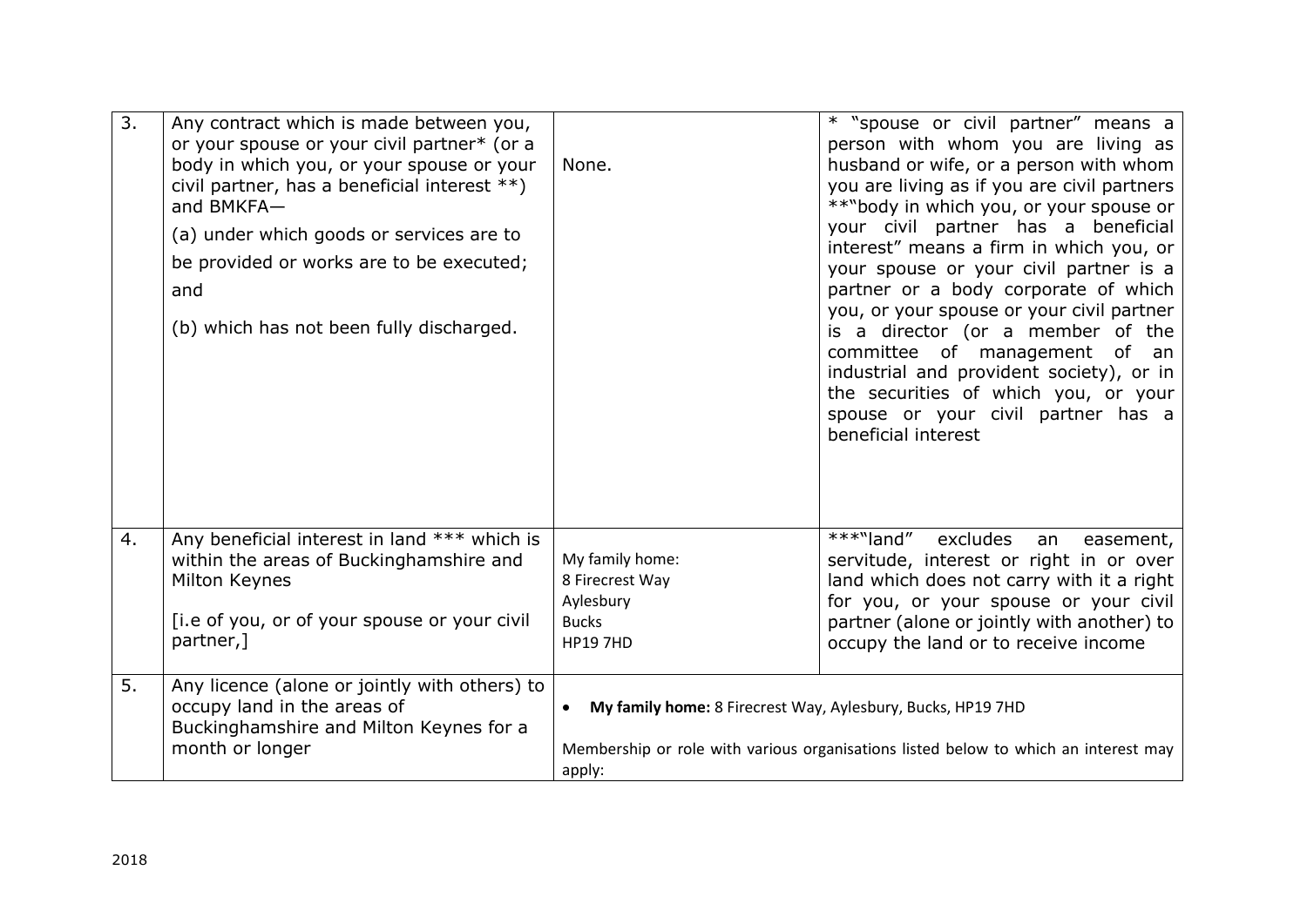| | | | |
|---|---|---|---|
| 3. | Any contract which is made between you, or your spouse or your civil partner* (or a body in which you, or your spouse or your civil partner, has a beneficial interest **) and BMKFA—<br><br>(a) under which goods or services are to be provided or works are to be executed; and<br><br>(b) which has not been fully discharged. | None. | * "spouse or civil partner" means a person with whom you are living as husband or wife, or a person with whom you are living as if you are civil partners<br>**"body in which you, or your spouse or your civil partner has a beneficial interest" means a firm in which you, or your spouse or your civil partner is a partner or a body corporate of which you, or your spouse or your civil partner is a director (or a member of the committee of management of an industrial and provident society), or in the securities of which you, or your spouse or your civil partner has a beneficial interest |
| 4. | Any beneficial interest in land *** which is within the areas of Buckinghamshire and Milton Keynes<br><br>[i.e of you, or of your spouse or your civil partner,] | My family home:<br>8 Firecrest Way<br>Aylesbury<br>Bucks<br>HP19 7HD | ***"land" excludes an easement, servitude, interest or right in or over land which does not carry with it a right for you, or your spouse or your civil partner (alone or jointly with another) to occupy the land or to receive income |
| 5. | Any licence (alone or jointly with others) to occupy land in the areas of Buckinghamshire and Milton Keynes for a month or longer | • **My family home:** 8 Firecrest Way, Aylesbury, Bucks, HP19 7HD<br><br>Membership or role with various organisations listed below to which an interest may apply: | |

2018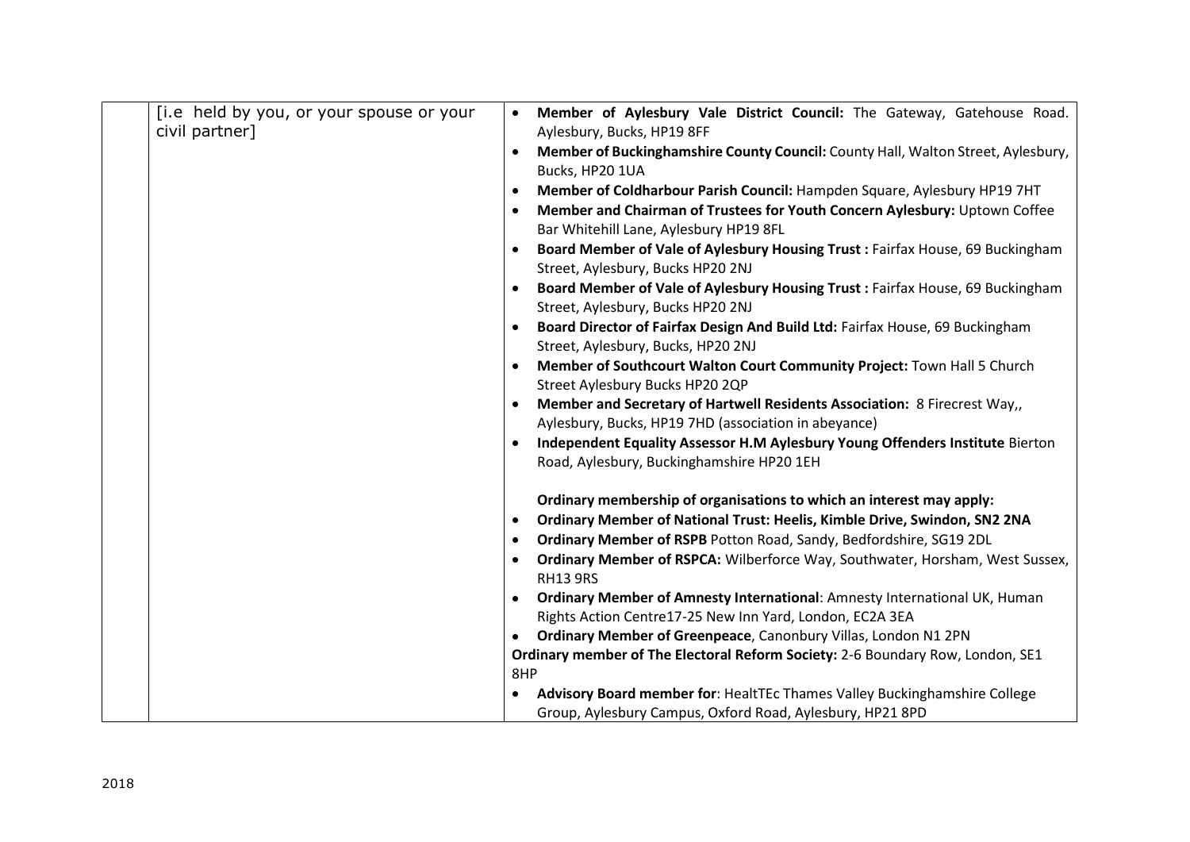| | | |
|---|---|---|
| | [i.e held by you, or your spouse or your civil partner] | • **Member of Aylesbury Vale District Council:** The Gateway, Gatehouse Road. Aylesbury, Bucks, HP19 8FF<br>• **Member of Buckinghamshire County Council:** County Hall, Walton Street, Aylesbury, Bucks, HP20 1UA<br>• **Member of Coldharbour Parish Council:** Hampden Square, Aylesbury HP19 7HT<br>• **Member and Chairman of Trustees for Youth Concern Aylesbury:** Uptown Coffee Bar Whitehill Lane, Aylesbury HP19 8FL<br>• **Board Member of Vale of Aylesbury Housing Trust :** Fairfax House, 69 Buckingham Street, Aylesbury, Bucks HP20 2NJ<br>• **Board Member of Vale of Aylesbury Housing Trust :** Fairfax House, 69 Buckingham Street, Aylesbury, Bucks HP20 2NJ<br>• **Board Director of Fairfax Design And Build Ltd:** Fairfax House, 69 Buckingham Street, Aylesbury, Bucks, HP20 2NJ<br>• **Member of Southcourt Walton Court Community Project:** Town Hall 5 Church Street Aylesbury Bucks HP20 2QP<br>• **Member and Secretary of Hartwell Residents Association:** 8 Firecrest Way,, Aylesbury, Bucks, HP19 7HD (association in abeyance)<br>• **Independent Equality Assessor H.M Aylesbury Young Offenders Institute** Bierton Road, Aylesbury, Buckinghamshire HP20 1EH<br><br>**Ordinary membership of organisations to which an interest may apply:**<br>• **Ordinary Member of National Trust: Heelis, Kimble Drive, Swindon, SN2 2NA**<br>• **Ordinary Member of RSPB** Potton Road, Sandy, Bedfordshire, SG19 2DL<br>• **Ordinary Member of RSPCA:** Wilberforce Way, Southwater, Horsham, West Sussex, RH13 9RS<br>• **Ordinary Member of Amnesty International**: Amnesty International UK, Human Rights Action Centre17-25 New Inn Yard, London, EC2A 3EA<br>• **Ordinary Member of Greenpeace**, Canonbury Villas, London N1 2PN<br>**Ordinary member of The Electoral Reform Society:** 2-6 Boundary Row, London, SE1 8HP<br>• **Advisory Board member for**: HealtTEc Thames Valley Buckinghamshire College Group, Aylesbury Campus, Oxford Road, Aylesbury, HP21 8PD |

2018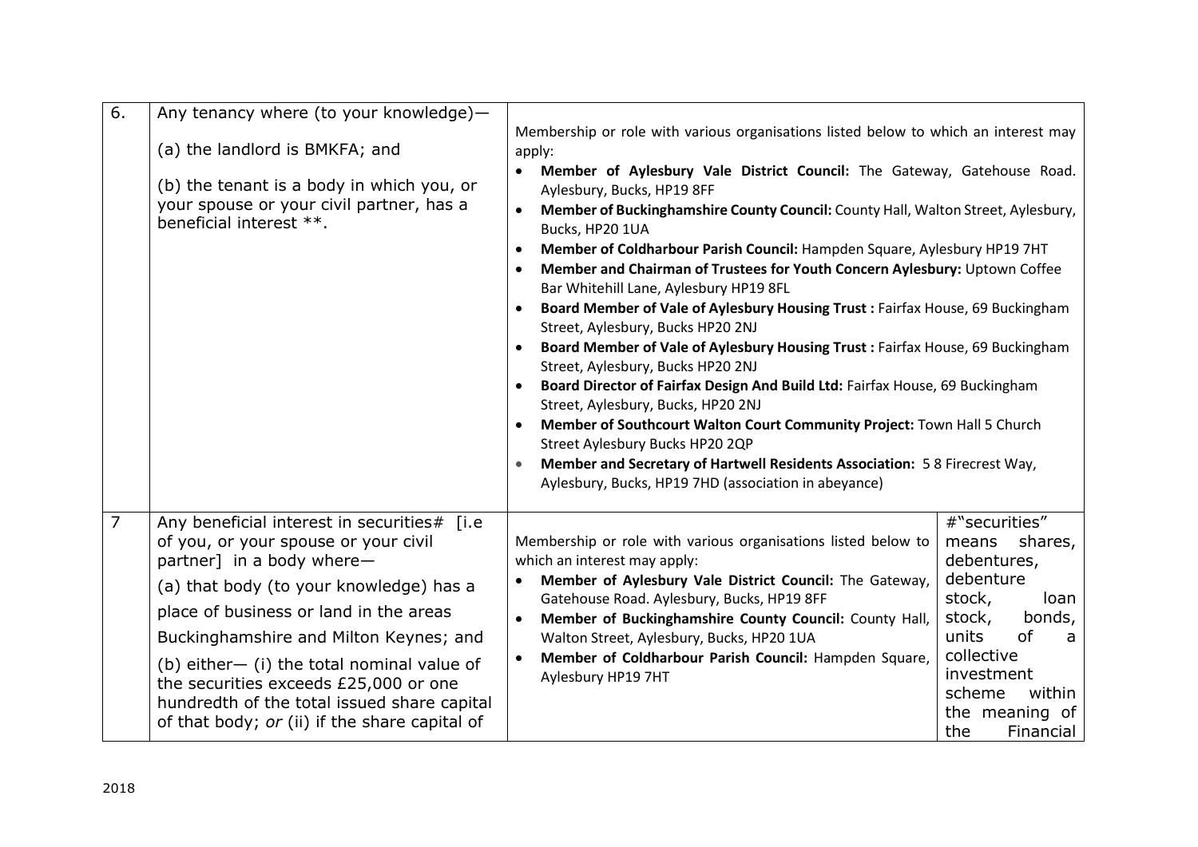| | | | |
|---|---|---|---|
| 6. | Any tenancy where (to your knowledge)—<br><br>(a) the landlord is BMKFA; and<br><br>(b) the tenant is a body in which you, or your spouse or your civil partner, has a beneficial interest **. | Membership or role with various organisations listed below to which an interest may apply:<br>• **Member of Aylesbury Vale District Council:** The Gateway, Gatehouse Road. Aylesbury, Bucks, HP19 8FF<br>• **Member of Buckinghamshire County Council:** County Hall, Walton Street, Aylesbury, Bucks, HP20 1UA<br>• **Member of Coldharbour Parish Council:** Hampden Square, Aylesbury HP19 7HT<br>• **Member and Chairman of Trustees for Youth Concern Aylesbury:** Uptown Coffee Bar Whitehill Lane, Aylesbury HP19 8FL<br>• **Board Member of Vale of Aylesbury Housing Trust :** Fairfax House, 69 Buckingham Street, Aylesbury, Bucks HP20 2NJ<br>• **Board Member of Vale of Aylesbury Housing Trust :** Fairfax House, 69 Buckingham Street, Aylesbury, Bucks HP20 2NJ<br>• **Board Director of Fairfax Design And Build Ltd:** Fairfax House, 69 Buckingham Street, Aylesbury, Bucks, HP20 2NJ<br>• **Member of Southcourt Walton Court Community Project:** Town Hall 5 Church Street Aylesbury Bucks HP20 2QP<br>• **Member and Secretary of Hartwell Residents Association:** 5 8 Firecrest Way, Aylesbury, Bucks, HP19 7HD (association in abeyance) | |
| 7 | Any beneficial interest in securities# [i.e of you, or your spouse or your civil partner] in a body where—<br><br>(a) that body (to your knowledge) has a place of business or land in the areas Buckinghamshire and Milton Keynes; and<br><br>(b) either— (i) the total nominal value of the securities exceeds £25,000 or one hundredth of the total issued share capital of that body; *or* (ii) if the share capital of | Membership or role with various organisations listed below to which an interest may apply:<br>• **Member of Aylesbury Vale District Council:** The Gateway, Gatehouse Road. Aylesbury, Bucks, HP19 8FF<br>• **Member of Buckinghamshire County Council:** County Hall, Walton Street, Aylesbury, Bucks, HP20 1UA<br>• **Member of Coldharbour Parish Council:** Hampden Square, Aylesbury HP19 7HT | #"securities" means shares, debentures, debenture stock, loan stock, bonds, units of a collective investment scheme within the meaning of the Financial |

2018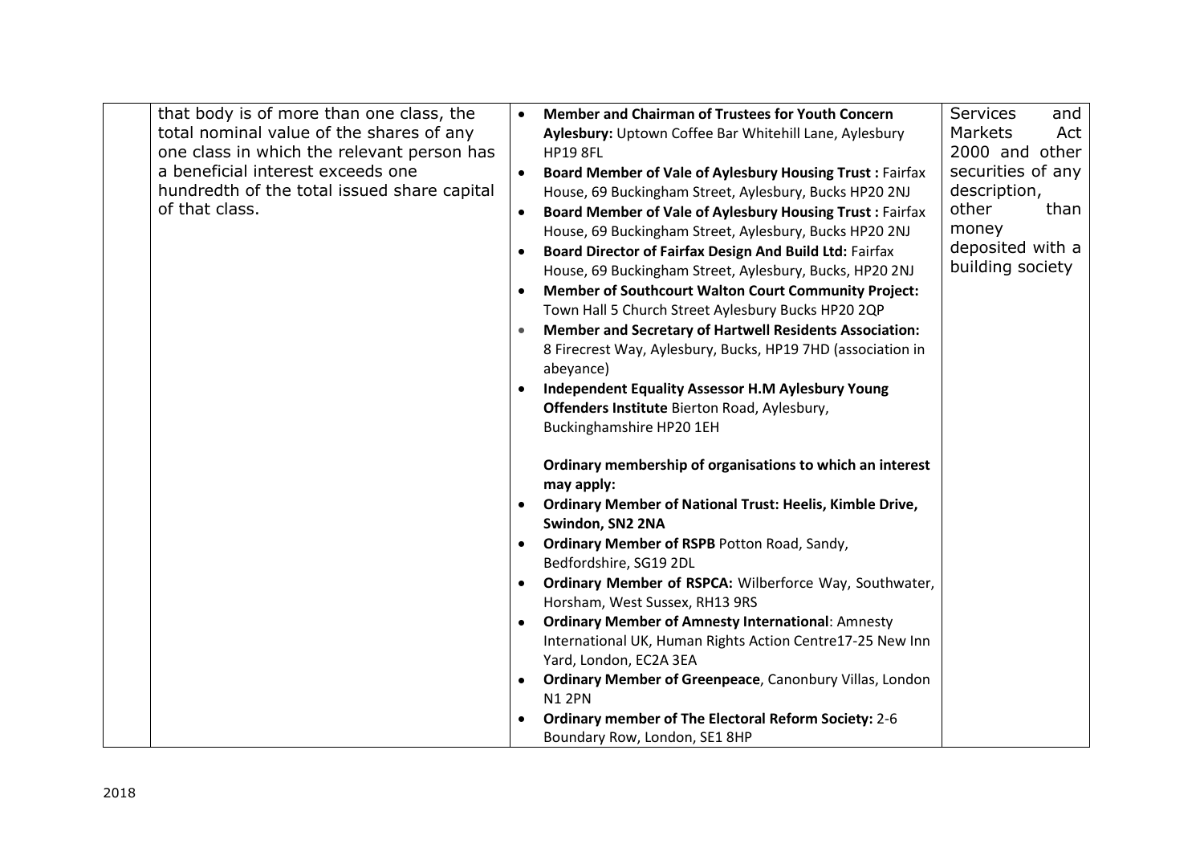| | | | |
|---|---|---|---|
| | that body is of more than one class, the total nominal value of the shares of any one class in which the relevant person has a beneficial interest exceeds one hundredth of the total issued share capital of that class. | • **Member and Chairman of Trustees for Youth Concern Aylesbury:** Uptown Coffee Bar Whitehill Lane, Aylesbury HP19 8FL<br>• **Board Member of Vale of Aylesbury Housing Trust :** Fairfax House, 69 Buckingham Street, Aylesbury, Bucks HP20 2NJ<br>• **Board Member of Vale of Aylesbury Housing Trust :** Fairfax House, 69 Buckingham Street, Aylesbury, Bucks HP20 2NJ<br>• **Board Director of Fairfax Design And Build Ltd:** Fairfax House, 69 Buckingham Street, Aylesbury, Bucks, HP20 2NJ<br>• **Member of Southcourt Walton Court Community Project:** Town Hall 5 Church Street Aylesbury Bucks HP20 2QP<br>• **Member and Secretary of Hartwell Residents Association:** 8 Firecrest Way, Aylesbury, Bucks, HP19 7HD (association in abeyance)<br>• **Independent Equality Assessor H.M Aylesbury Young Offenders Institute** Bierton Road, Aylesbury, Buckinghamshire HP20 1EH<br><br>**Ordinary membership of organisations to which an interest may apply:**<br>• **Ordinary Member of National Trust: Heelis, Kimble Drive, Swindon, SN2 2NA**<br>• **Ordinary Member of RSPB** Potton Road, Sandy, Bedfordshire, SG19 2DL<br>• **Ordinary Member of RSPCA:** Wilberforce Way, Southwater, Horsham, West Sussex, RH13 9RS<br>• **Ordinary Member of Amnesty International**: Amnesty International UK, Human Rights Action Centre17-25 New Inn Yard, London, EC2A 3EA<br>• **Ordinary Member of Greenpeace**, Canonbury Villas, London N1 2PN<br>• **Ordinary member of The Electoral Reform Society:** 2-6 Boundary Row, London, SE1 8HP | Services and Markets Act 2000 and other securities of any description, other than money deposited with a building society |

2018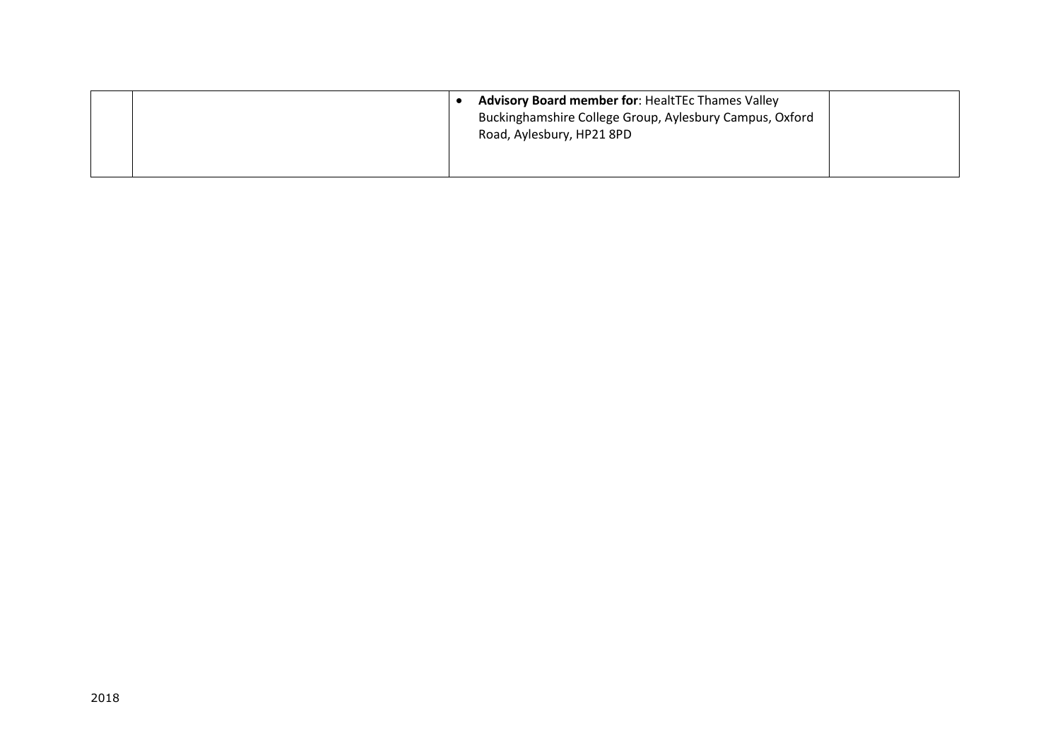| | | | |
|---|---|---|---|
| | | • **Advisory Board member for**: HealtTEc Thames Valley Buckinghamshire College Group, Aylesbury Campus, Oxford Road, Aylesbury, HP21 8PD | |

2018